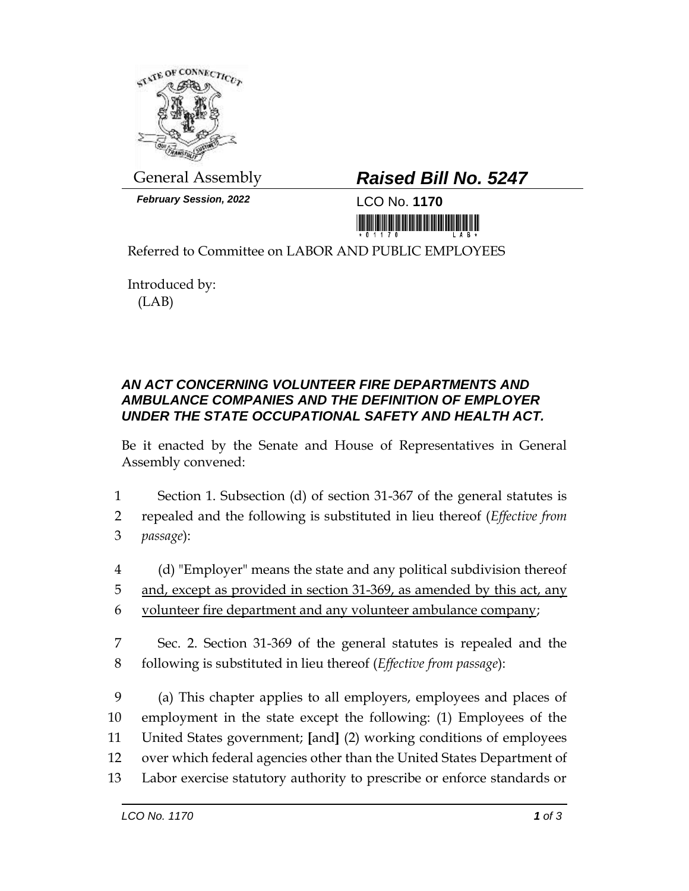General Assembly

***February Session, 2022***

# ***Raised Bill No. 5247***

LCO No. **1170**

Referred to Committee on LABOR AND PUBLIC EMPLOYEES

Introduced by:
(LAB)

### ***AN ACT CONCERNING VOLUNTEER FIRE DEPARTMENTS AND AMBULANCE COMPANIES AND THE DEFINITION OF EMPLOYER UNDER THE STATE OCCUPATIONAL SAFETY AND HEALTH ACT.***

Be it enacted by the Senate and House of Representatives in General Assembly convened:

1 Section 1. Subsection (d) of section 31-367 of the general statutes is
2 repealed and the following is substituted in lieu thereof (*Effective from*
3 *passage*):

4 (d) "Employer" means the state and any political subdivision thereof
5 <u>and, except as provided in section 31-369, as amended by this act, any</u>
6 <u>volunteer fire department and any volunteer ambulance company</u>;

7 Sec. 2. Section 31-369 of the general statutes is repealed and the
8 following is substituted in lieu thereof (*Effective from passage*):

9 (a) This chapter applies to all employers, employees and places of
10 employment in the state except the following: (1) Employees of the
11 United States government; **[**and**]** (2) working conditions of employees
12 over which federal agencies other than the United States Department of
13 Labor exercise statutory authority to prescribe or enforce standards or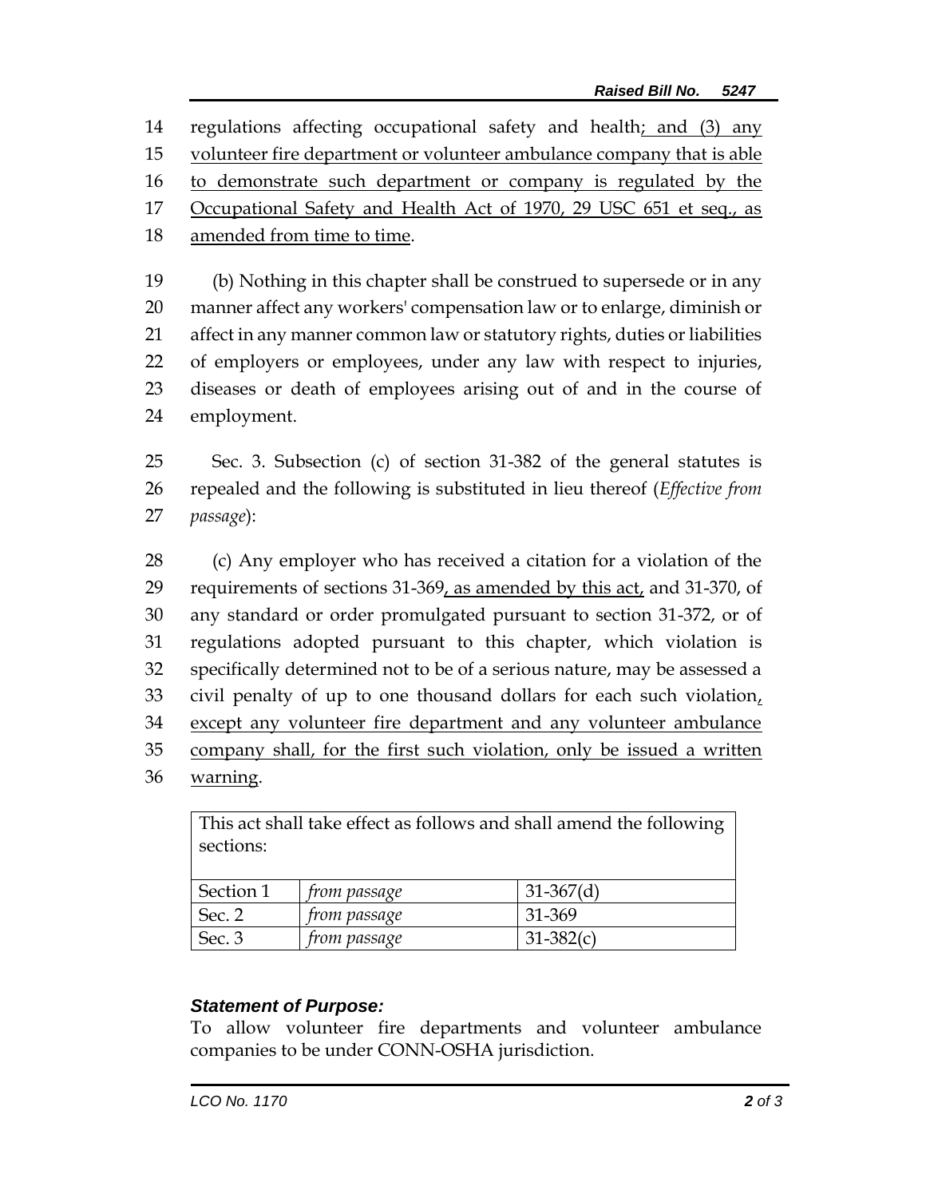regulations affecting occupational safety and health; and (3) any volunteer fire department or volunteer ambulance company that is able to demonstrate such department or company is regulated by the Occupational Safety and Health Act of 1970, 29 USC 651 et seq., as amended from time to time.

(b) Nothing in this chapter shall be construed to supersede or in any manner affect any workers' compensation law or to enlarge, diminish or affect in any manner common law or statutory rights, duties or liabilities of employers or employees, under any law with respect to injuries, diseases or death of employees arising out of and in the course of employment.

Sec. 3. Subsection (c) of section 31-382 of the general statutes is repealed and the following is substituted in lieu thereof (*Effective from passage*):

(c) Any employer who has received a citation for a violation of the requirements of sections 31-369, as amended by this act, and 31-370, of any standard or order promulgated pursuant to section 31-372, or of regulations adopted pursuant to this chapter, which violation is specifically determined not to be of a serious nature, may be assessed a civil penalty of up to one thousand dollars for each such violation, except any volunteer fire department and any volunteer ambulance company shall, for the first such violation, only be issued a written warning.

| This act shall take effect as follows and shall amend the following sections: | | |
|---|---|---|
| Section 1 | *from passage* | 31-367(d) |
| Sec. 2 | *from passage* | 31-369 |
| Sec. 3 | *from passage* | 31-382(c) |

### *Statement of Purpose:*

To allow volunteer fire departments and volunteer ambulance companies to be under CONN-OSHA jurisdiction.